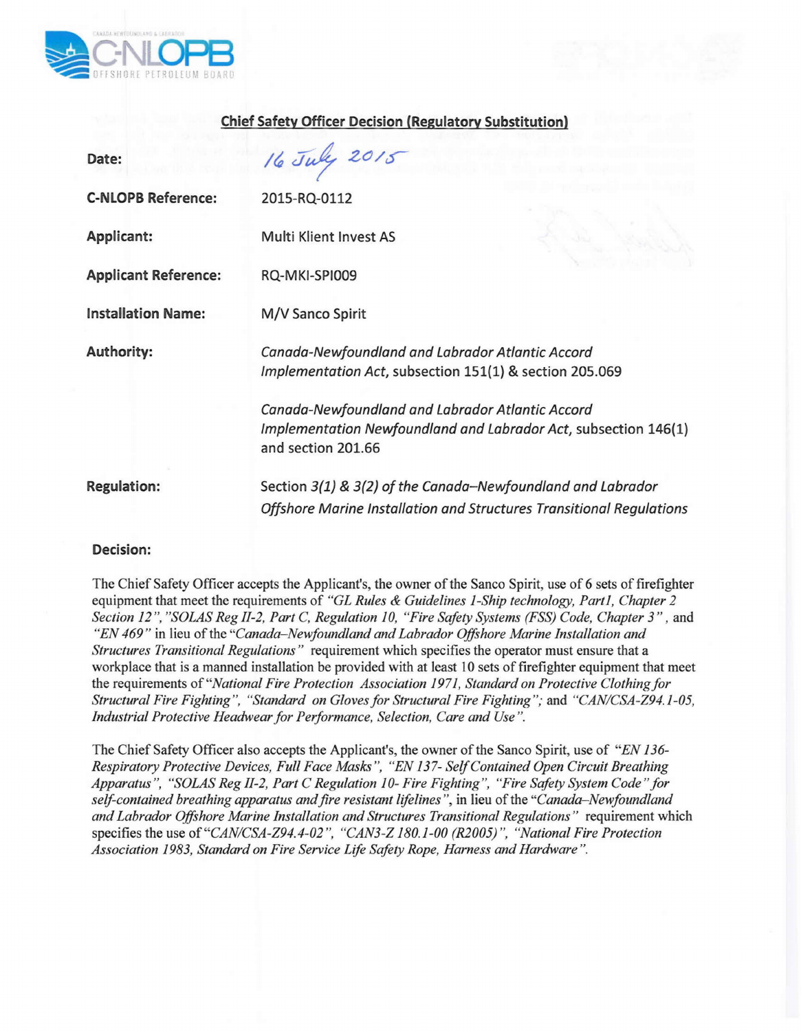## Chief Safety Officer Decision (Regulatory Substitution)

| | |
|---|---|
| **Date:** | 16 July 2015 |
| **C-NLOPB Reference:** | 2015-RQ-0112 |
| **Applicant:** | Multi Klient Invest AS |
| **Applicant Reference:** | RQ-MKI-SPI009 |
| **Installation Name:** | M/V Sanco Spirit |
| **Authority:** | *Canada-Newfoundland and Labrador Atlantic Accord Implementation Act*, subsection 151(1) & section 205.069<br><br>*Canada-Newfoundland and Labrador Atlantic Accord Implementation Newfoundland and Labrador Act*, subsection 146(1) and section 201.66 |
| **Regulation:** | Section *3(1) & 3(2) of the Canada–Newfoundland and Labrador Offshore Marine Installation and Structures Transitional Regulations* |

**Decision:**

The Chief Safety Officer accepts the Applicant's, the owner of the Sanco Spirit, use of 6 sets of firefighter equipment that meet the requirements of *"GL Rules & Guidelines 1-Ship technology, Part1, Chapter 2 Section 12"*, *"SOLAS Reg II-2, Part C, Regulation 10, "Fire Safety Systems (FSS) Code, Chapter 3"*, and *"EN 469"* in lieu of the *"Canada–Newfoundland and Labrador Offshore Marine Installation and Structures Transitional Regulations"* requirement which specifies the operator must ensure that a workplace that is a manned installation be provided with at least 10 sets of firefighter equipment that meet the requirements of *"National Fire Protection Association 1971, Standard on Protective Clothing for Structural Fire Fighting"*, *"Standard on Gloves for Structural Fire Fighting"*; and *"CAN/CSA-Z94.1-05, Industrial Protective Headwear for Performance, Selection, Care and Use"*.

The Chief Safety Officer also accepts the Applicant's, the owner of the Sanco Spirit, use of *"EN 136-Respiratory Protective Devices, Full Face Masks"*, *"EN 137- Self Contained Open Circuit Breathing Apparatus"*, *"SOLAS Reg II-2, Part C Regulation 10- Fire Fighting"*, *"Fire Safety System Code" for self-contained breathing apparatus and fire resistant lifelines"*, in lieu of the *"Canada–Newfoundland and Labrador Offshore Marine Installation and Structures Transitional Regulations"* requirement which specifies the use of *"CAN/CSA-Z94.4-02"*, *"CAN3-Z 180.1-00 (R2005)"*, *"National Fire Protection Association 1983, Standard on Fire Service Life Safety Rope, Harness and Hardware"*.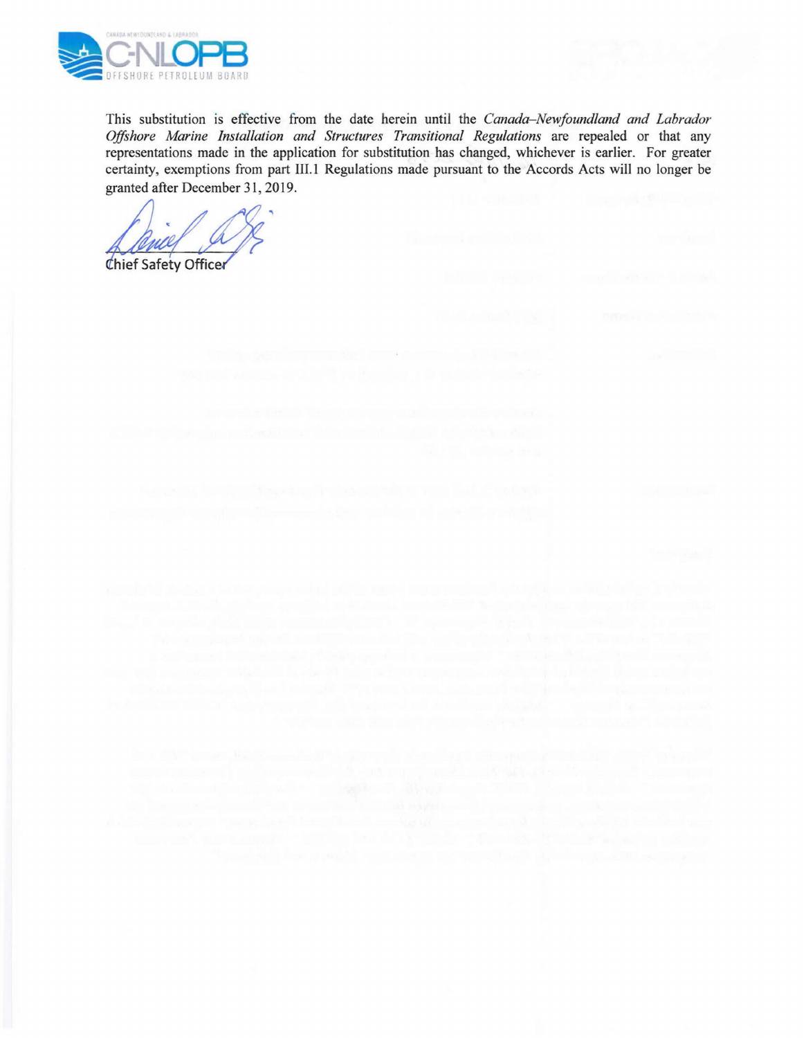This substitution is effective from the date herein until the *Canada–Newfoundland and Labrador Offshore Marine Installation and Structures Transitional Regulations* are repealed or that any representations made in the application for substitution has changed, whichever is earlier. For greater certainty, exemptions from part III.1 Regulations made pursuant to the Accords Acts will no longer be granted after December 31, 2019.

Chief Safety Officer